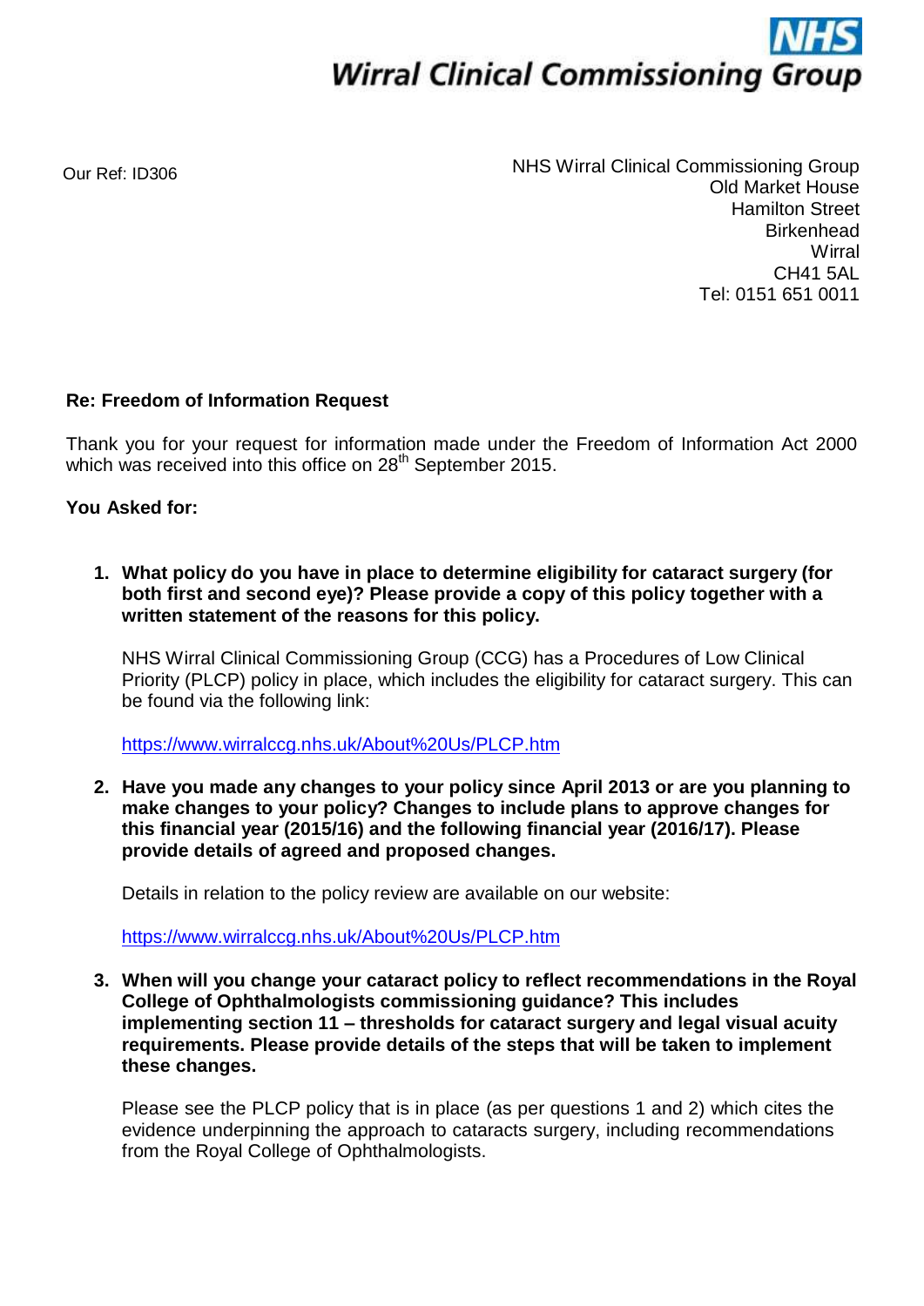**NHS Wirral Clinical Commissioning Group**

Our Ref: ID306

NHS Wirral Clinical Commissioning Group
Old Market House
Hamilton Street
Birkenhead
Wirral
CH41 5AL
Tel: 0151 651 0011

**Re: Freedom of Information Request**

Thank you for your request for information made under the Freedom of Information Act 2000 which was received into this office on 28th September 2015.

**You Asked for:**

1. **What policy do you have in place to determine eligibility for cataract surgery (for both first and second eye)? Please provide a copy of this policy together with a written statement of the reasons for this policy.**

   NHS Wirral Clinical Commissioning Group (CCG) has a Procedures of Low Clinical Priority (PLCP) policy in place, which includes the eligibility for cataract surgery. This can be found via the following link:

   https://www.wirralccg.nhs.uk/About%20Us/PLCP.htm

2. **Have you made any changes to your policy since April 2013 or are you planning to make changes to your policy? Changes to include plans to approve changes for this financial year (2015/16) and the following financial year (2016/17). Please provide details of agreed and proposed changes.**

   Details in relation to the policy review are available on our website:

   https://www.wirralccg.nhs.uk/About%20Us/PLCP.htm

3. **When will you change your cataract policy to reflect recommendations in the Royal College of Ophthalmologists commissioning guidance? This includes implementing section 11 – thresholds for cataract surgery and legal visual acuity requirements. Please provide details of the steps that will be taken to implement these changes.**

   Please see the PLCP policy that is in place (as per questions 1 and 2) which cites the evidence underpinning the approach to cataracts surgery, including recommendations from the Royal College of Ophthalmologists.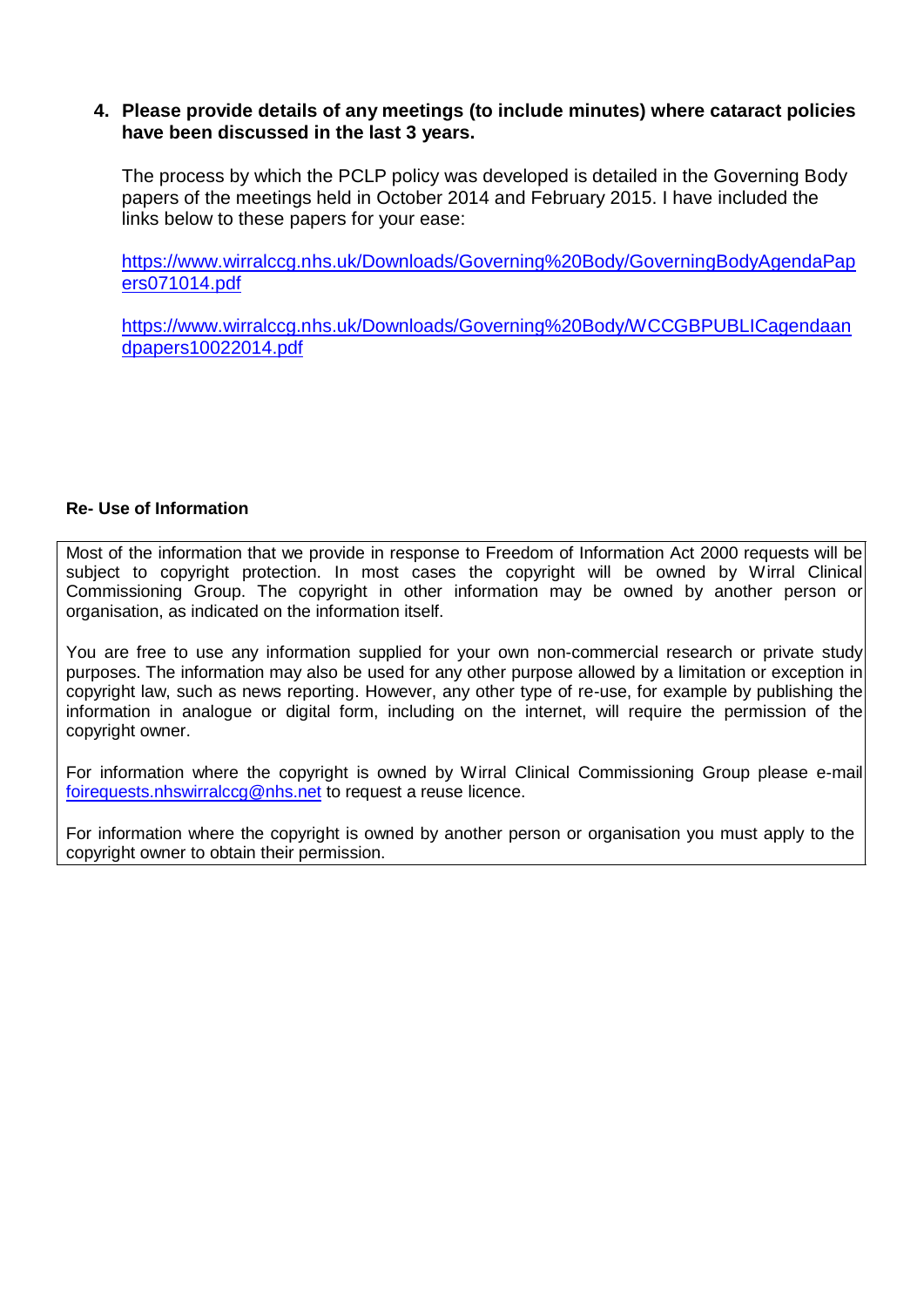4. **Please provide details of any meetings (to include minutes) where cataract policies have been discussed in the last 3 years.**

   The process by which the PCLP policy was developed is detailed in the Governing Body papers of the meetings held in October 2014 and February 2015. I have included the links below to these papers for your ease:

   [https://www.wirralccg.nhs.uk/Downloads/Governing%20Body/GoverningBodyAgendaPapers071014.pdf](https://www.wirralccg.nhs.uk/Downloads/Governing%20Body/GoverningBodyAgendaPapers071014.pdf)

   [https://www.wirralccg.nhs.uk/Downloads/Governing%20Body/WCCGBPUBLICagendaandpapers10022014.pdf](https://www.wirralccg.nhs.uk/Downloads/Governing%20Body/WCCGBPUBLICagendaandpapers10022014.pdf)

**Re- Use of Information**

Most of the information that we provide in response to Freedom of Information Act 2000 requests will be subject to copyright protection. In most cases the copyright will be owned by Wirral Clinical Commissioning Group. The copyright in other information may be owned by another person or organisation, as indicated on the information itself.

You are free to use any information supplied for your own non-commercial research or private study purposes. The information may also be used for any other purpose allowed by a limitation or exception in copyright law, such as news reporting. However, any other type of re-use, for example by publishing the information in analogue or digital form, including on the internet, will require the permission of the copyright owner.

For information where the copyright is owned by Wirral Clinical Commissioning Group please e-mail [foirequests.nhswirralccg@nhs.net](mailto:foirequests.nhswirralccg@nhs.net) to request a reuse licence.

For information where the copyright is owned by another person or organisation you must apply to the copyright owner to obtain their permission.